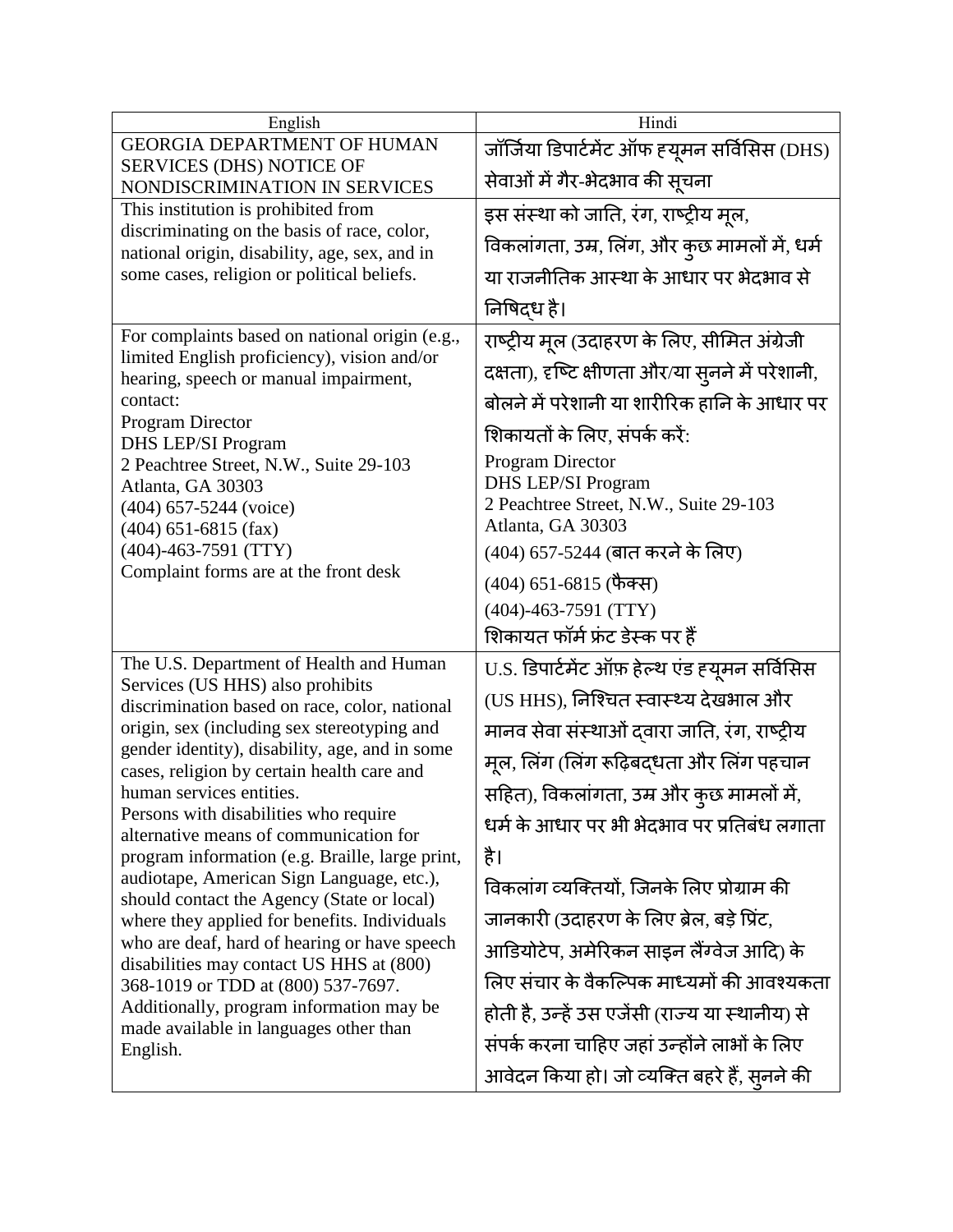| English | Hindi |
| --- | --- |
| GEORGIA DEPARTMENT OF HUMAN SERVICES (DHS) NOTICE OF NONDISCRIMINATION IN SERVICES | जॉर्जिया डिपार्टमेंट ऑफ ह्यूमन सर्विसिस (DHS) सेवाओं में गैर-भेदभाव की सूचना |
| This institution is prohibited from discriminating on the basis of race, color, national origin, disability, age, sex, and in some cases, religion or political beliefs. | इस संस्था को जाति, रंग, राष्ट्रीय मूल, विकलांगता, उम्र, लिंग, और कुछ मामलों में, धर्म या राजनीतिक आस्था के आधार पर भेदभाव से निषिद्ध है। |
| For complaints based on national origin (e.g., limited English proficiency), vision and/or hearing, speech or manual impairment, contact:<br>Program Director<br>DHS LEP/SI Program<br>2 Peachtree Street, N.W., Suite 29-103<br>Atlanta, GA 30303<br>(404) 657-5244 (voice)<br>(404) 651-6815 (fax)<br>(404)-463-7591 (TTY)<br>Complaint forms are at the front desk | राष्ट्रीय मूल (उदाहरण के लिए, सीमित अंग्रेजी दक्षता), दृष्टि क्षीणता और/या सुनने में परेशानी, बोलने में परेशानी या शारीरिक हानि के आधार पर शिकायतों के लिए, संपर्क करें:<br>Program Director<br>DHS LEP/SI Program<br>2 Peachtree Street, N.W., Suite 29-103<br>Atlanta, GA 30303<br>(404) 657-5244 (बात करने के लिए)<br>(404) 651-6815 (फैक्स)<br>(404)-463-7591 (TTY)<br>शिकायत फॉर्म फ्रंट डेस्क पर हैं |
| The U.S. Department of Health and Human Services (US HHS) also prohibits discrimination based on race, color, national origin, sex (including sex stereotyping and gender identity), disability, age, and in some cases, religion by certain health care and human services entities.<br>Persons with disabilities who require alternative means of communication for program information (e.g. Braille, large print, audiotape, American Sign Language, etc.), should contact the Agency (State or local) where they applied for benefits. Individuals who are deaf, hard of hearing or have speech disabilities may contact US HHS at (800) 368-1019 or TDD at (800) 537-7697.<br>Additionally, program information may be made available in languages other than English. | U.S. डिपार्टमेंट ऑफ़ हेल्थ एंड ह्यूमन सर्विसिस (US HHS), निश्चित स्वास्थ्य देखभाल और मानव सेवा संस्थाओं द्वारा जाति, रंग, राष्ट्रीय मूल, लिंग (लिंग रूढ़िबद्धता और लिंग पहचान सहित), विकलांगता, उम्र और कुछ मामलों में, धर्म के आधार पर भी भेदभाव पर प्रतिबंध लगाता है।<br>विकलांग व्यक्तियों, जिनके लिए प्रोग्राम की जानकारी (उदाहरण के लिए ब्रेल, बड़े प्रिंट, आडियोटेप, अमेरिकन साइन लैंग्वेज आदि) के लिए संचार के वैकल्पिक माध्यमों की आवश्यकता होती है, उन्हें उस एजेंसी (राज्य या स्थानीय) से संपर्क करना चाहिए जहां उन्होंने लाभों के लिए आवेदन किया हो। जो व्यक्ति बहरे हैं, सुनने की |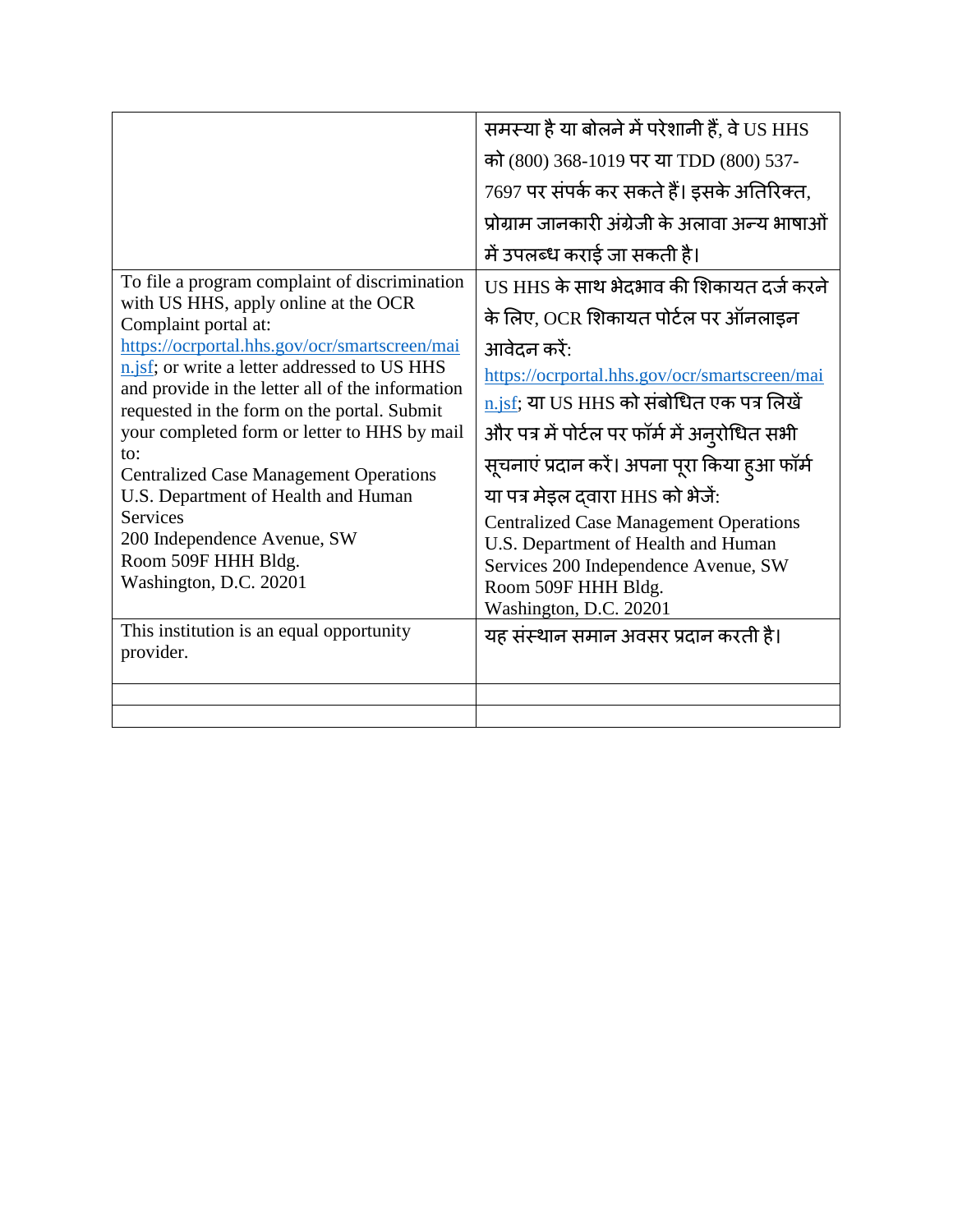| | |
|---|---|
| | समस्या है या बोलने में परेशानी हैं, वे US HHS को (800) 368-1019 पर या TDD (800) 537-7697 पर संपर्क कर सकते हैं। इसके अतिरिक्त, प्रोग्राम जानकारी अंग्रेजी के अलावा अन्य भाषाओं में उपलब्ध कराई जा सकती है। |
| To file a program complaint of discrimination with US HHS, apply online at the OCR Complaint portal at: https://ocrportal.hhs.gov/ocr/smartscreen/main.jsf; or write a letter addressed to US HHS and provide in the letter all of the information requested in the form on the portal. Submit your completed form or letter to HHS by mail to:<br>Centralized Case Management Operations<br>U.S. Department of Health and Human Services<br>200 Independence Avenue, SW<br>Room 509F HHH Bldg.<br>Washington, D.C. 20201 | US HHS के साथ भेदभाव की शिकायत दर्ज करने के लिए, OCR शिकायत पोर्टल पर ऑनलाइन आवेदन करें: https://ocrportal.hhs.gov/ocr/smartscreen/main.jsf; या US HHS को संबोधित एक पत्र लिखें और पत्र में पोर्टल पर फॉर्म में अनुरोधित सभी सूचनाएं प्रदान करें। अपना पूरा किया हुआ फॉर्म या पत्र मेइल द्वारा HHS को भेजें:<br>Centralized Case Management Operations<br>U.S. Department of Health and Human Services 200 Independence Avenue, SW<br>Room 509F HHH Bldg.<br>Washington, D.C. 20201 |
| This institution is an equal opportunity provider. | यह संस्थान समान अवसर प्रदान करती है। |
| | |
| | |